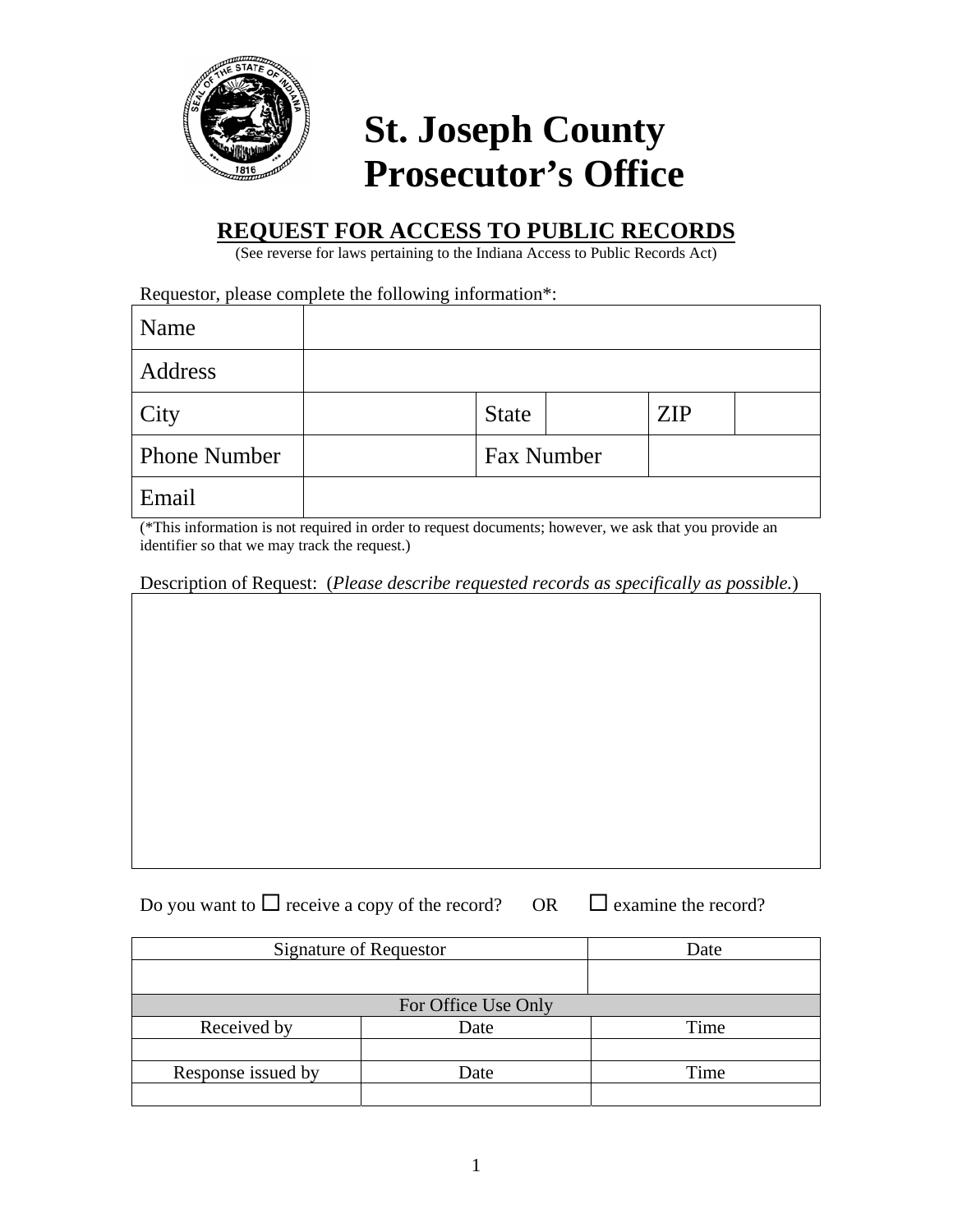# St. Joseph County Prosecutor's Office

## REQUEST FOR ACCESS TO PUBLIC RECORDS

(See reverse for laws pertaining to the Indiana Access to Public Records Act)

Requestor, please complete the following information*:

| Name | | | | | |
|---|---|---|---|---|---|
| Address | | | | | |
| City | | State | | ZIP | |
| Phone Number | | Fax Number | | | |
| Email | | | | | |

(*This information is not required in order to request documents; however, we ask that you provide an identifier so that we may track the request.)

Description of Request: (*Please describe requested records as specifically as possible.*)

| |
|---|
| |

Do you want to ☐ receive a copy of the record? OR ☐ examine the record?

| Signature of Requestor | | Date |
|---|---|---|
| | | |
| For Office Use Only | | |
| Received by | Date | Time |
| | | |
| Response issued by | Date | Time |
| | | |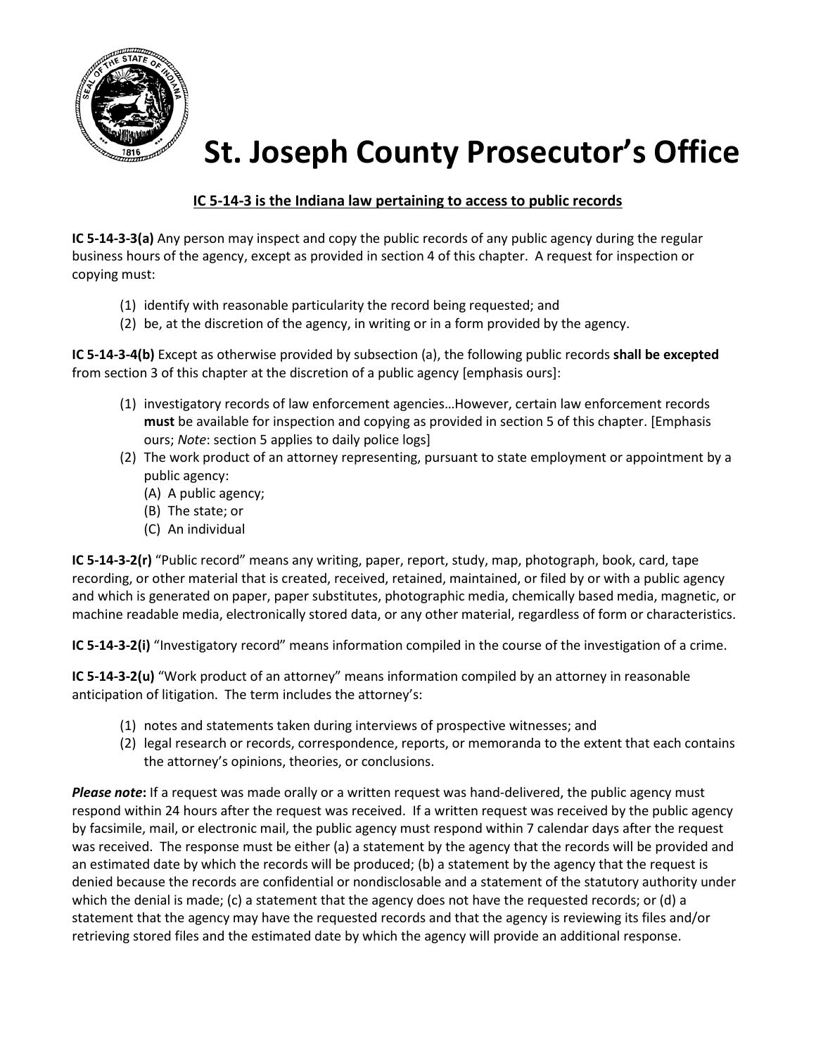# St. Joseph County Prosecutor's Office

**IC 5-14-3 is the Indiana law pertaining to access to public records**

**IC 5-14-3-3(a)** Any person may inspect and copy the public records of any public agency during the regular business hours of the agency, except as provided in section 4 of this chapter. A request for inspection or copying must:

(1) identify with reasonable particularity the record being requested; and
(2) be, at the discretion of the agency, in writing or in a form provided by the agency.

**IC 5-14-3-4(b)** Except as otherwise provided by subsection (a), the following public records **shall be excepted** from section 3 of this chapter at the discretion of a public agency [emphasis ours]:

(1) investigatory records of law enforcement agencies…However, certain law enforcement records **must** be available for inspection and copying as provided in section 5 of this chapter. [Emphasis ours; *Note*: section 5 applies to daily police logs]
(2) The work product of an attorney representing, pursuant to state employment or appointment by a public agency:
    (A) A public agency;
    (B) The state; or
    (C) An individual

**IC 5-14-3-2(r)** "Public record" means any writing, paper, report, study, map, photograph, book, card, tape recording, or other material that is created, received, retained, maintained, or filed by or with a public agency and which is generated on paper, paper substitutes, photographic media, chemically based media, magnetic, or machine readable media, electronically stored data, or any other material, regardless of form or characteristics.

**IC 5-14-3-2(i)** "Investigatory record" means information compiled in the course of the investigation of a crime.

**IC 5-14-3-2(u)** "Work product of an attorney" means information compiled by an attorney in reasonable anticipation of litigation. The term includes the attorney's:

(1) notes and statements taken during interviews of prospective witnesses; and
(2) legal research or records, correspondence, reports, or memoranda to the extent that each contains the attorney's opinions, theories, or conclusions.

***Please note*:** If a request was made orally or a written request was hand-delivered, the public agency must respond within 24 hours after the request was received. If a written request was received by the public agency by facsimile, mail, or electronic mail, the public agency must respond within 7 calendar days after the request was received. The response must be either (a) a statement by the agency that the records will be provided and an estimated date by which the records will be produced; (b) a statement by the agency that the request is denied because the records are confidential or nondisclosable and a statement of the statutory authority under which the denial is made; (c) a statement that the agency does not have the requested records; or (d) a statement that the agency may have the requested records and that the agency is reviewing its files and/or retrieving stored files and the estimated date by which the agency will provide an additional response.